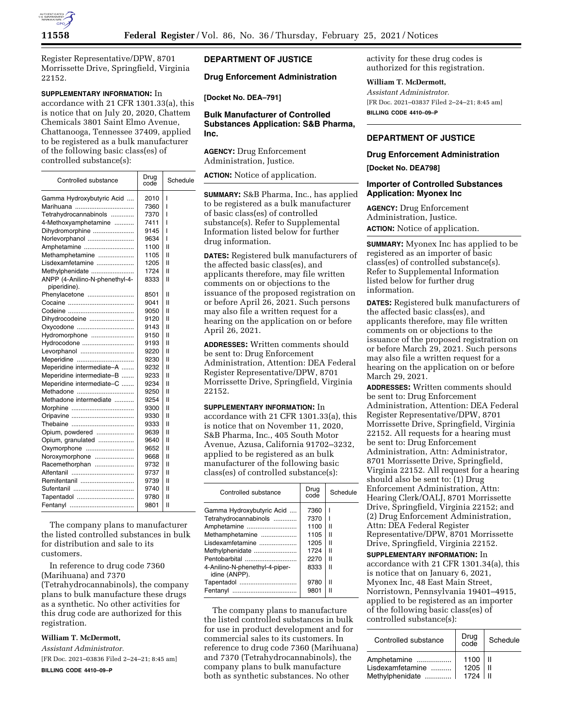Register Representative/DPW, 8701 Morrissette Drive, Springfield, Virginia 22152.

**SUPPLEMENTARY INFORMATION:** In accordance with 21 CFR 1301.33(a), this is notice that on July 20, 2020, Chattem Chemicals 3801 Saint Elmo Avenue, Chattanooga, Tennessee 37409, applied to be registered as a bulk manufacturer of the following basic class(es) of controlled substance(s):

| Controlled substance | Drug code | Schedule |
|---|---|---|
| Gamma Hydroxybutyric Acid | 2010 | I |
| Marihuana | 7360 | I |
| Tetrahydrocannabinols | 7370 | I |
| 4-Methoxyamphetamine | 7411 | I |
| Dihydromorphine | 9145 | I |
| Norlevorphanol | 9634 | I |
| Amphetamine | 1100 | II |
| Methamphetamine | 1105 | II |
| Lisdexamfetamine | 1205 | II |
| Methylphenidate | 1724 | II |
| ANPP (4-Anilino-N-phenethyl-4-piperidine). | 8333 | II |
| Phenylacetone | 8501 | II |
| Cocaine | 9041 | II |
| Codeine | 9050 | II |
| Dihydrocodeine | 9120 | II |
| Oxycodone | 9143 | II |
| Hydromorphone | 9150 | II |
| Hydrocodone | 9193 | II |
| Levorphanol | 9220 | II |
| Meperidine | 9230 | II |
| Meperidine intermediate–A | 9232 | II |
| Meperidine intermediate–B | 9233 | II |
| Meperidine intermediate–C | 9234 | II |
| Methadone | 9250 | II |
| Methadone intermediate | 9254 | II |
| Morphine | 9300 | II |
| Oripavine | 9330 | II |
| Thebaine | 9333 | II |
| Opium, powdered | 9639 | II |
| Opium, granulated | 9640 | II |
| Oxymorphone | 9652 | II |
| Noroxymorphone | 9668 | II |
| Racemethorphan | 9732 | II |
| Alfentanil | 9737 | II |
| Remifentanil | 9739 | II |
| Sufentanil | 9740 | II |
| Tapentadol | 9780 | II |
| Fentanyl | 9801 | II |

The company plans to manufacturer the listed controlled substances in bulk for distribution and sale to its customers.

In reference to drug code 7360 (Marihuana) and 7370 (Tetrahydrocannabinols), the company plans to bulk manufacture these drugs as a synthetic. No other activities for this drug code are authorized for this registration.

**William T. McDermott,**

*Assistant Administrator.*

[FR Doc. 2021–03836 Filed 2–24–21; 8:45 am]

**BILLING CODE 4410–09–P**

## DEPARTMENT OF JUSTICE

### Drug Enforcement Administration

**[Docket No. DEA–791]**

### Bulk Manufacturer of Controlled Substances Application: S&B Pharma, Inc.

**AGENCY:** Drug Enforcement Administration, Justice.

**ACTION:** Notice of application.

**SUMMARY:** S&B Pharma, Inc., has applied to be registered as a bulk manufacturer of basic class(es) of controlled substance(s). Refer to Supplemental Information listed below for further drug information.

**DATES:** Registered bulk manufacturers of the affected basic class(es), and applicants therefore, may file written comments on or objections to the issuance of the proposed registration on or before April 26, 2021. Such persons may also file a written request for a hearing on the application on or before April 26, 2021.

**ADDRESSES:** Written comments should be sent to: Drug Enforcement Administration, Attention: DEA Federal Register Representative/DPW, 8701 Morrissette Drive, Springfield, Virginia 22152.

**SUPPLEMENTARY INFORMATION:** In accordance with 21 CFR 1301.33(a), this is notice that on November 11, 2020, S&B Pharma, Inc., 405 South Motor Avenue, Azusa, California 91702–3232, applied to be registered as an bulk manufacturer of the following basic class(es) of controlled substance(s):

| Controlled substance | Drug code | Schedule |
|---|---|---|
| Gamma Hydroxybutyric Acid | 7360 | I |
| Tetrahydrocannabinols | 7370 | I |
| Amphetamine | 1100 | II |
| Methamphetamine | 1105 | II |
| Lisdexamfetamine | 1205 | II |
| Methylphenidate | 1724 | II |
| Pentobarbital | 2270 | II |
| 4-Anilino-N-phenethyl-4-piperidine (ANPP). | 8333 | II |
| Tapentadol | 9780 | II |
| Fentanyl | 9801 | II |

The company plans to manufacture the listed controlled substances in bulk for use in product development and for commercial sales to its customers. In reference to drug code 7360 (Marihuana) and 7370 (Tetrahydrocannabinols), the company plans to bulk manufacture both as synthetic substances. No other activity for these drug codes is authorized for this registration.

**William T. McDermott,**

*Assistant Administrator.*

[FR Doc. 2021–03837 Filed 2–24–21; 8:45 am]

**BILLING CODE 4410–09–P**

## DEPARTMENT OF JUSTICE

### Drug Enforcement Administration

**[Docket No. DEA798]**

### Importer of Controlled Substances Application: Myonex Inc

**AGENCY:** Drug Enforcement Administration, Justice.

**ACTION:** Notice of application.

**SUMMARY:** Myonex Inc has applied to be registered as an importer of basic class(es) of controlled substance(s). Refer to Supplemental Information listed below for further drug information.

**DATES:** Registered bulk manufacturers of the affected basic class(es), and applicants therefore, may file written comments on or objections to the issuance of the proposed registration on or before March 29, 2021. Such persons may also file a written request for a hearing on the application on or before March 29, 2021.

**ADDRESSES:** Written comments should be sent to: Drug Enforcement Administration, Attention: DEA Federal Register Representative/DPW, 8701 Morrissette Drive, Springfield, Virginia 22152. All requests for a hearing must be sent to: Drug Enforcement Administration, Attn: Administrator, 8701 Morrissette Drive, Springfield, Virginia 22152. All request for a hearing should also be sent to: (1) Drug Enforcement Administration, Attn: Hearing Clerk/OALJ, 8701 Morrissette Drive, Springfield, Virginia 22152; and (2) Drug Enforcement Administration, Attn: DEA Federal Register Representative/DPW, 8701 Morrissette Drive, Springfield, Virginia 22152.

**SUPPLEMENTARY INFORMATION:** In accordance with 21 CFR 1301.34(a), this is notice that on January 6, 2021, Myonex Inc, 48 East Main Street, Norristown, Pennsylvania 19401–4915, applied to be registered as an importer of the following basic class(es) of controlled substance(s):

| Controlled substance | Drug code | Schedule |
|---|---|---|
| Amphetamine | 1100 | II |
| Lisdexamfetamine | 1205 | II |
| Methylphenidate | 1724 | II |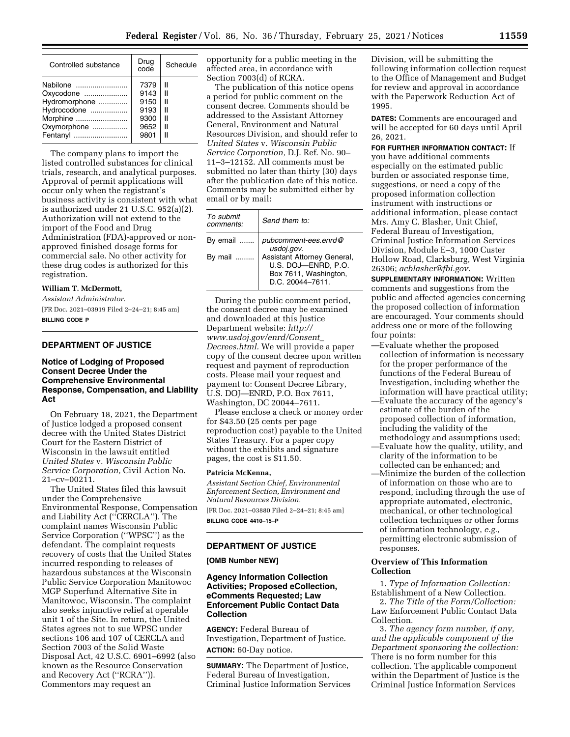| Controlled substance | Drug code | Schedule |
| --- | --- | --- |
| Nabilone | 7379 | II |
| Oxycodone | 9143 | II |
| Hydromorphone | 9150 | II |
| Hydrocodone | 9193 | II |
| Morphine | 9300 | II |
| Oxymorphone | 9652 | II |
| Fentanyl | 9801 | II |

The company plans to import the listed controlled substances for clinical trials, research, and analytical purposes. Approval of permit applications will occur only when the registrant's business activity is consistent with what is authorized under 21 U.S.C. 952(a)(2). Authorization will not extend to the import of the Food and Drug Administration (FDA)-approved or non-approved finished dosage forms for commercial sale. No other activity for these drug codes is authorized for this registration.

**William T. McDermott,**

*Assistant Administrator.*

[FR Doc. 2021–03919 Filed 2–24–21; 8:45 am]

**BILLING CODE P**

## DEPARTMENT OF JUSTICE

### Notice of Lodging of Proposed Consent Decree Under the Comprehensive Environmental Response, Compensation, and Liability Act

On February 18, 2021, the Department of Justice lodged a proposed consent decree with the United States District Court for the Eastern District of Wisconsin in the lawsuit entitled *United States* v. *Wisconsin Public Service Corporation,* Civil Action No. 21–cv–00211.

The United States filed this lawsuit under the Comprehensive Environmental Response, Compensation and Liability Act (''CERCLA''). The complaint names Wisconsin Public Service Corporation (''WPSC'') as the defendant. The complaint requests recovery of costs that the United States incurred responding to releases of hazardous substances at the Wisconsin Public Service Corporation Manitowoc MGP Superfund Alternative Site in Manitowoc, Wisconsin. The complaint also seeks injunctive relief at operable unit 1 of the Site. In return, the United States agrees not to sue WPSC under sections 106 and 107 of CERCLA and Section 7003 of the Solid Waste Disposal Act, 42 U.S.C. 6901–6992 (also known as the Resource Conservation and Recovery Act (''RCRA'')). Commentors may request an opportunity for a public meeting in the affected area, in accordance with Section 7003(d) of RCRA.

The publication of this notice opens a period for public comment on the consent decree. Comments should be addressed to the Assistant Attorney General, Environment and Natural Resources Division, and should refer to *United States* v. *Wisconsin Public Service Corporation,* D.J. Ref. No. 90–11–3–12152. All comments must be submitted no later than thirty (30) days after the publication date of this notice. Comments may be submitted either by email or by mail:

| *To submit comments:* | *Send them to:* |
| --- | --- |
| By email | *pubcomment-ees.enrd@usdoj.gov.* |
| By mail | Assistant Attorney General, U.S. DOJ—ENRD, P.O. Box 7611, Washington, D.C. 20044–7611. |

During the public comment period, the consent decree may be examined and downloaded at this Justice Department website: *http://www.usdoj.gov/enrd/Consent_Decrees.html.* We will provide a paper copy of the consent decree upon written request and payment of reproduction costs. Please mail your request and payment to: Consent Decree Library, U.S. DOJ—ENRD, P.O. Box 7611, Washington, DC 20044–7611.

Please enclose a check or money order for $43.50 (25 cents per page reproduction cost) payable to the United States Treasury. For a paper copy without the exhibits and signature pages, the cost is $11.50.

**Patricia McKenna,**

*Assistant Section Chief, Environmental Enforcement Section, Environment and Natural Resources Division.*

[FR Doc. 2021–03880 Filed 2–24–21; 8:45 am]

**BILLING CODE 4410–15–P**

## DEPARTMENT OF JUSTICE

**[OMB Number NEW]**

### Agency Information Collection Activities; Proposed eCollection, eComments Requested; Law Enforcement Public Contact Data Collection

**AGENCY:** Federal Bureau of Investigation, Department of Justice.

**ACTION:** 60-Day notice.

**SUMMARY:** The Department of Justice, Federal Bureau of Investigation, Criminal Justice Information Services Division, will be submitting the following information collection request to the Office of Management and Budget for review and approval in accordance with the Paperwork Reduction Act of 1995.

**DATES:** Comments are encouraged and will be accepted for 60 days until April 26, 2021.

**FOR FURTHER INFORMATION CONTACT:** If you have additional comments especially on the estimated public burden or associated response time, suggestions, or need a copy of the proposed information collection instrument with instructions or additional information, please contact Mrs. Amy C. Blasher, Unit Chief, Federal Bureau of Investigation, Criminal Justice Information Services Division, Module E–3, 1000 Custer Hollow Road, Clarksburg, West Virginia 26306; *acblasher@fbi.gov.*

**SUPPLEMENTARY INFORMATION:** Written comments and suggestions from the public and affected agencies concerning the proposed collection of information are encouraged. Your comments should address one or more of the following four points:

- —Evaluate whether the proposed collection of information is necessary for the proper performance of the functions of the Federal Bureau of Investigation, including whether the information will have practical utility;
- —Evaluate the accuracy of the agency's estimate of the burden of the proposed collection of information, including the validity of the methodology and assumptions used;
- —Evaluate how the quality, utility, and clarity of the information to be collected can be enhanced; and
- —Minimize the burden of the collection of information on those who are to respond, including through the use of appropriate automated, electronic, mechanical, or other technological collection techniques or other forms of information technology, *e.g.,* permitting electronic submission of responses.

### Overview of This Information Collection

1. *Type of Information Collection:* Establishment of a New Collection.

2. *The Title of the Form/Collection:* Law Enforcement Public Contact Data Collection.

3. *The agency form number, if any, and the applicable component of the Department sponsoring the collection:* There is no form number for this collection. The applicable component within the Department of Justice is the Criminal Justice Information Services